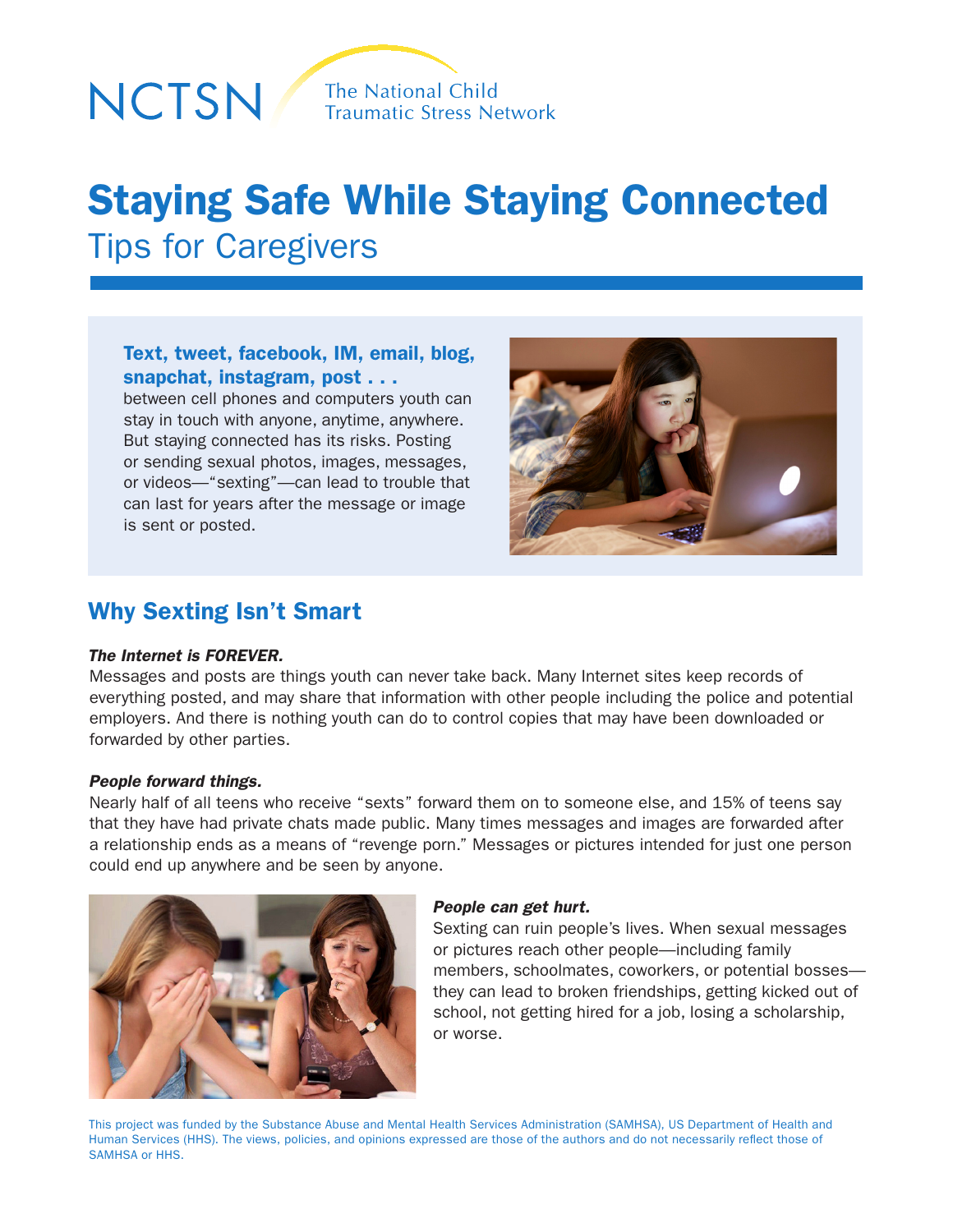NCTSN The National Child Traumatic Stress Network

# Staying Safe While Staying Connected

## Tips for Caregivers

**Text, tweet, facebook, IM, email, blog, snapchat, instagram, post . . .**

between cell phones and computers youth can stay in touch with anyone, anytime, anywhere. But staying connected has its risks. Posting or sending sexual photos, images, messages, or videos—"sexting"—can lead to trouble that can last for years after the message or image is sent or posted.

## Why Sexting Isn't Smart

***The Internet is FOREVER.***

Messages and posts are things youth can never take back. Many Internet sites keep records of everything posted, and may share that information with other people including the police and potential employers. And there is nothing youth can do to control copies that may have been downloaded or forwarded by other parties.

***People forward things.***

Nearly half of all teens who receive "sexts" forward them on to someone else, and 15% of teens say that they have had private chats made public. Many times messages and images are forwarded after a relationship ends as a means of "revenge porn." Messages or pictures intended for just one person could end up anywhere and be seen by anyone.

***People can get hurt.***

Sexting can ruin people's lives. When sexual messages or pictures reach other people—including family members, schoolmates, coworkers, or potential bosses—they can lead to broken friendships, getting kicked out of school, not getting hired for a job, losing a scholarship, or worse.

This project was funded by the Substance Abuse and Mental Health Services Administration (SAMHSA), US Department of Health and Human Services (HHS). The views, policies, and opinions expressed are those of the authors and do not necessarily reflect those of SAMHSA or HHS.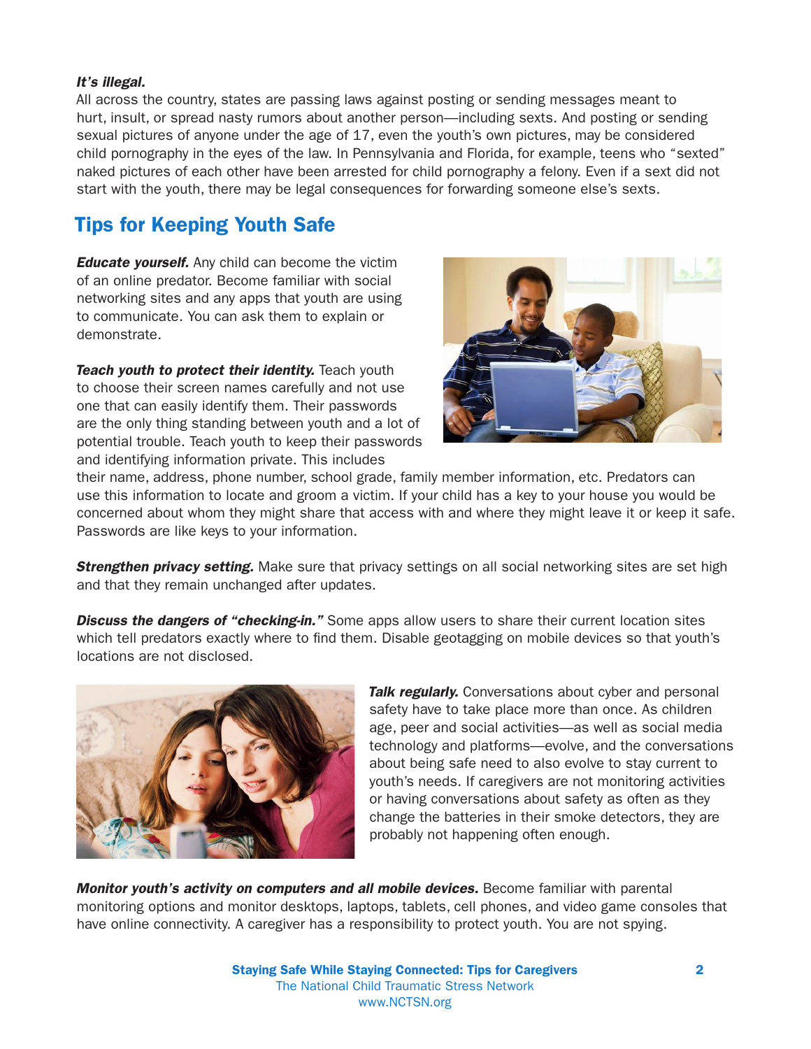***It's illegal.***
All across the country, states are passing laws against posting or sending messages meant to hurt, insult, or spread nasty rumors about another person—including sexts. And posting or sending sexual pictures of anyone under the age of 17, even the youth's own pictures, may be considered child pornography in the eyes of the law. In Pennsylvania and Florida, for example, teens who "sexted" naked pictures of each other have been arrested for child pornography a felony. Even if a sext did not start with the youth, there may be legal consequences for forwarding someone else's sexts.

## Tips for Keeping Youth Safe

***Educate yourself.*** Any child can become the victim of an online predator. Become familiar with social networking sites and any apps that youth are using to communicate. You can ask them to explain or demonstrate.

***Teach youth to protect their identity.*** Teach youth to choose their screen names carefully and not use one that can easily identify them. Their passwords are the only thing standing between youth and a lot of potential trouble. Teach youth to keep their passwords and identifying information private. This includes their name, address, phone number, school grade, family member information, etc. Predators can use this information to locate and groom a victim. If your child has a key to your house you would be concerned about whom they might share that access with and where they might leave it or keep it safe. Passwords are like keys to your information.

***Strengthen privacy setting.*** Make sure that privacy settings on all social networking sites are set high and that they remain unchanged after updates.

***Discuss the dangers of "checking-in."*** Some apps allow users to share their current location sites which tell predators exactly where to find them. Disable geotagging on mobile devices so that youth's locations are not disclosed.

***Talk regularly.*** Conversations about cyber and personal safety have to take place more than once. As children age, peer and social activities—as well as social media technology and platforms—evolve, and the conversations about being safe need to also evolve to stay current to youth's needs. If caregivers are not monitoring activities or having conversations about safety as often as they change the batteries in their smoke detectors, they are probably not happening often enough.

***Monitor youth's activity on computers and all mobile devices.*** Become familiar with parental monitoring options and monitor desktops, laptops, tablets, cell phones, and video game consoles that have online connectivity. A caregiver has a responsibility to protect youth. You are not spying.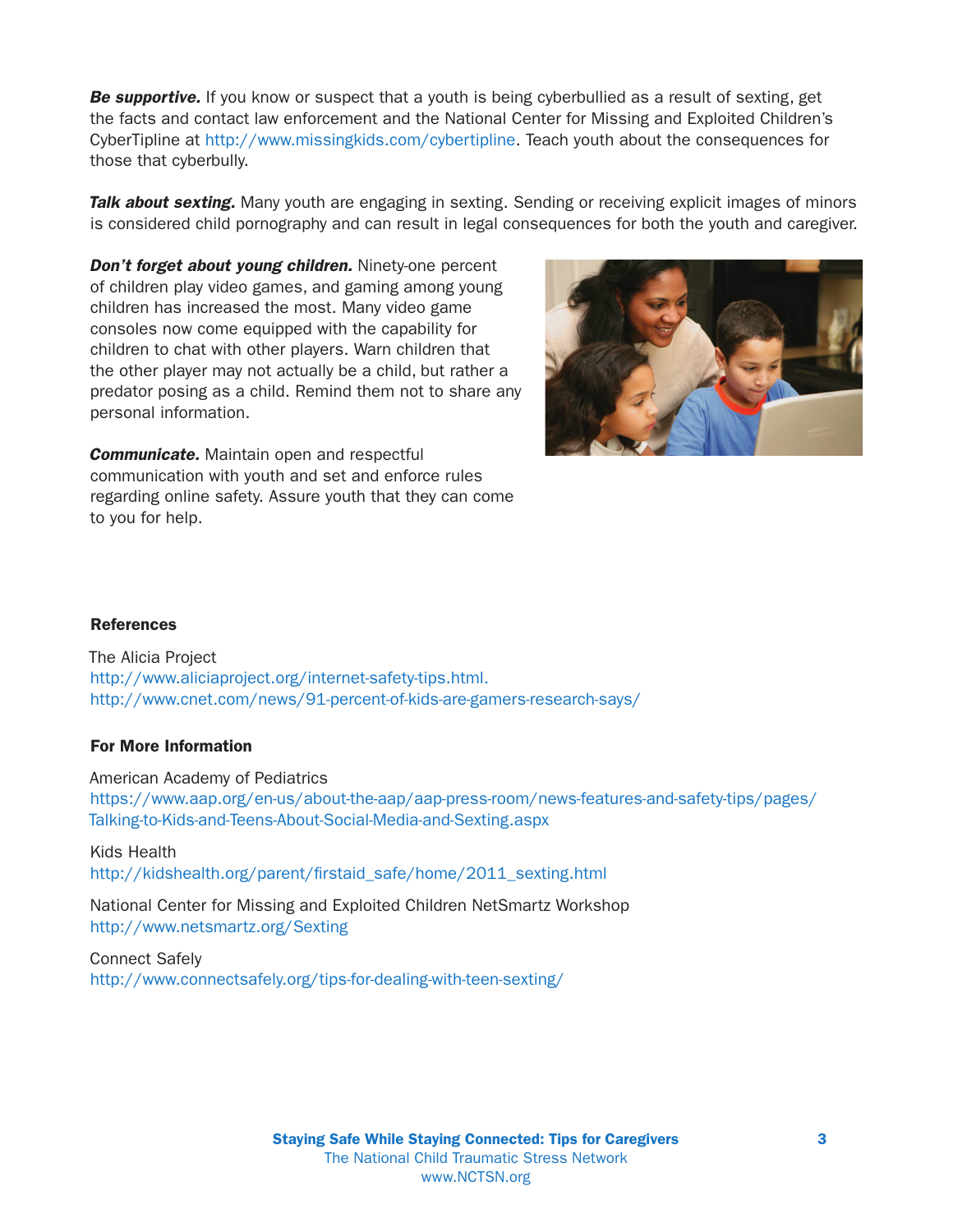***Be supportive.*** If you know or suspect that a youth is being cyberbullied as a result of sexting, get the facts and contact law enforcement and the National Center for Missing and Exploited Children's CyberTipline at http://www.missingkids.com/cybertipline. Teach youth about the consequences for those that cyberbully.

***Talk about sexting.*** Many youth are engaging in sexting. Sending or receiving explicit images of minors is considered child pornography and can result in legal consequences for both the youth and caregiver.

***Don't forget about young children.*** Ninety-one percent of children play video games, and gaming among young children has increased the most. Many video game consoles now come equipped with the capability for children to chat with other players. Warn children that the other player may not actually be a child, but rather a predator posing as a child. Remind them not to share any personal information.

***Communicate.*** Maintain open and respectful communication with youth and set and enforce rules regarding online safety. Assure youth that they can come to you for help.

**References**

The Alicia Project
http://www.aliciaproject.org/internet-safety-tips.html.
http://www.cnet.com/news/91-percent-of-kids-are-gamers-research-says/

**For More Information**

American Academy of Pediatrics
https://www.aap.org/en-us/about-the-aap/aap-press-room/news-features-and-safety-tips/pages/Talking-to-Kids-and-Teens-About-Social-Media-and-Sexting.aspx

Kids Health
http://kidshealth.org/parent/firstaid_safe/home/2011_sexting.html

National Center for Missing and Exploited Children NetSmartz Workshop
http://www.netsmartz.org/Sexting

Connect Safely
http://www.connectsafely.org/tips-for-dealing-with-teen-sexting/